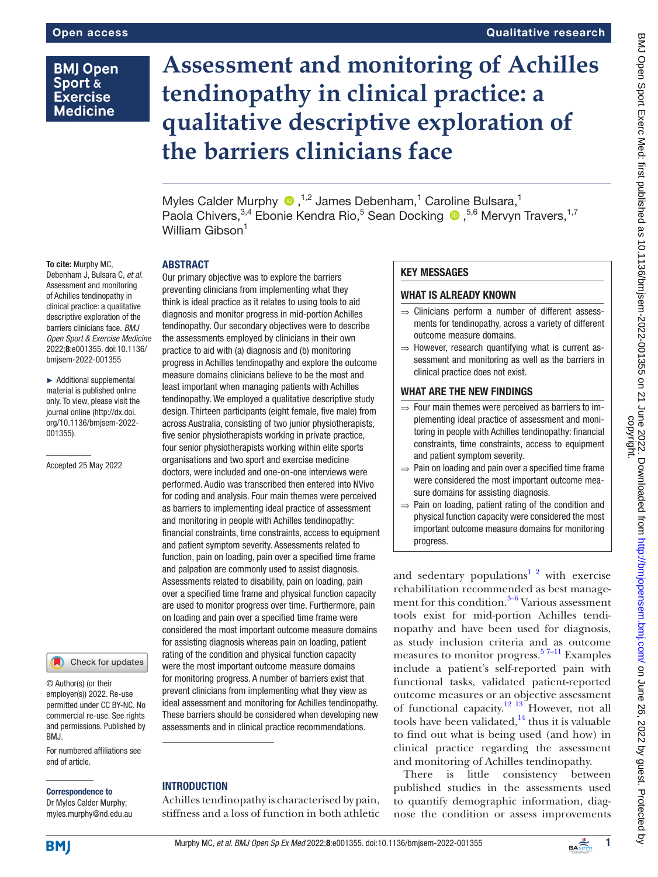Open access

Qualitative research

# Assessment and monitoring of Achilles tendinopathy in clinical practice: a qualitative descriptive exploration of the barriers clinicians face

Myles Calder Murphy [1,2], James Debenham [1], Caroline Bulsara [1], Paola Chivers [3,4], Ebonie Kendra Rio [5], Sean Docking [5,6], Mervyn Travers [1,7], William Gibson [1]

**To cite:** Murphy MC, Debenham J, Bulsara C, *et al.* Assessment and monitoring of Achilles tendinopathy in clinical practice: a qualitative descriptive exploration of the barriers clinicians face. *BMJ Open Sport & Exercise Medicine* 2022;**8**:e001355. doi:10.1136/bmjsem-2022-001355

► Additional supplemental material is published online only. To view, please visit the journal online (http://dx.doi.org/10.1136/bmjsem-2022-001355).

Accepted 25 May 2022

© Author(s) (or their employer(s)) 2022. Re-use permitted under CC BY-NC. No commercial re-use. See rights and permissions. Published by BMJ.

For numbered affiliations see end of article.

**Correspondence to**
Dr Myles Calder Murphy; myles.murphy@nd.edu.au

## ABSTRACT

Our primary objective was to explore the barriers preventing clinicians from implementing what they think is ideal practice as it relates to using tools to aid diagnosis and monitor progress in mid-portion Achilles tendinopathy. Our secondary objectives were to describe the assessments employed by clinicians in their own practice to aid with (a) diagnosis and (b) monitoring progress in Achilles tendinopathy and explore the outcome measure domains clinicians believe to be the most and least important when managing patients with Achilles tendinopathy. We employed a qualitative descriptive study design. Thirteen participants (eight female, five male) from across Australia, consisting of two junior physiotherapists, five senior physiotherapists working in private practice, four senior physiotherapists working within elite sports organisations and two sport and exercise medicine doctors, were included and one-on-one interviews were performed. Audio was transcribed then entered into NVivo for coding and analysis. Four main themes were perceived as barriers to implementing ideal practice of assessment and monitoring in people with Achilles tendinopathy: financial constraints, time constraints, access to equipment and patient symptom severity. Assessments related to function, pain on loading, pain over a specified time frame and palpation are commonly used to assist diagnosis. Assessments related to disability, pain on loading, pain over a specified time frame and physical function capacity are used to monitor progress over time. Furthermore, pain on loading and pain over a specified time frame were considered the most important outcome measure domains for assisting diagnosis whereas pain on loading, patient rating of the condition and physical function capacity were the most important outcome measure domains for monitoring progress. A number of barriers exist that prevent clinicians from implementing what they view as ideal assessment and monitoring for Achilles tendinopathy. These barriers should be considered when developing new assessments and in clinical practice recommendations.

## KEY MESSAGES

### WHAT IS ALREADY KNOWN

⇒ Clinicians perform a number of different assessments for tendinopathy, across a variety of different outcome measure domains.

⇒ However, research quantifying what is current assessment and monitoring as well as the barriers in clinical practice does not exist.

### WHAT ARE THE NEW FINDINGS

⇒ Four main themes were perceived as barriers to implementing ideal practice of assessment and monitoring in people with Achilles tendinopathy: financial constraints, time constraints, access to equipment and patient symptom severity.

⇒ Pain on loading and pain over a specified time frame were considered the most important outcome measure domains for assisting diagnosis.

⇒ Pain on loading, patient rating of the condition and physical function capacity were considered the most important outcome measure domains for monitoring progress.

## INTRODUCTION

Achilles tendinopathy is characterised by pain, stiffness and a loss of function in both athletic and sedentary populations[1 2] with exercise rehabilitation recommended as best management for this condition.[3–6] Various assessment tools exist for mid-portion Achilles tendinopathy and have been used for diagnosis, as study inclusion criteria and as outcome measures to monitor progress.[5 7–11] Examples include a patient's self-reported pain with functional tasks, validated patient-reported outcome measures or an objective assessment of functional capacity.[12 13] However, not all tools have been validated,[14] thus it is valuable to find out what is being used (and how) in clinical practice regarding the assessment and monitoring of Achilles tendinopathy.

There is little consistency between published studies in the assessments used to quantify demographic information, diagnose the condition or assess improvements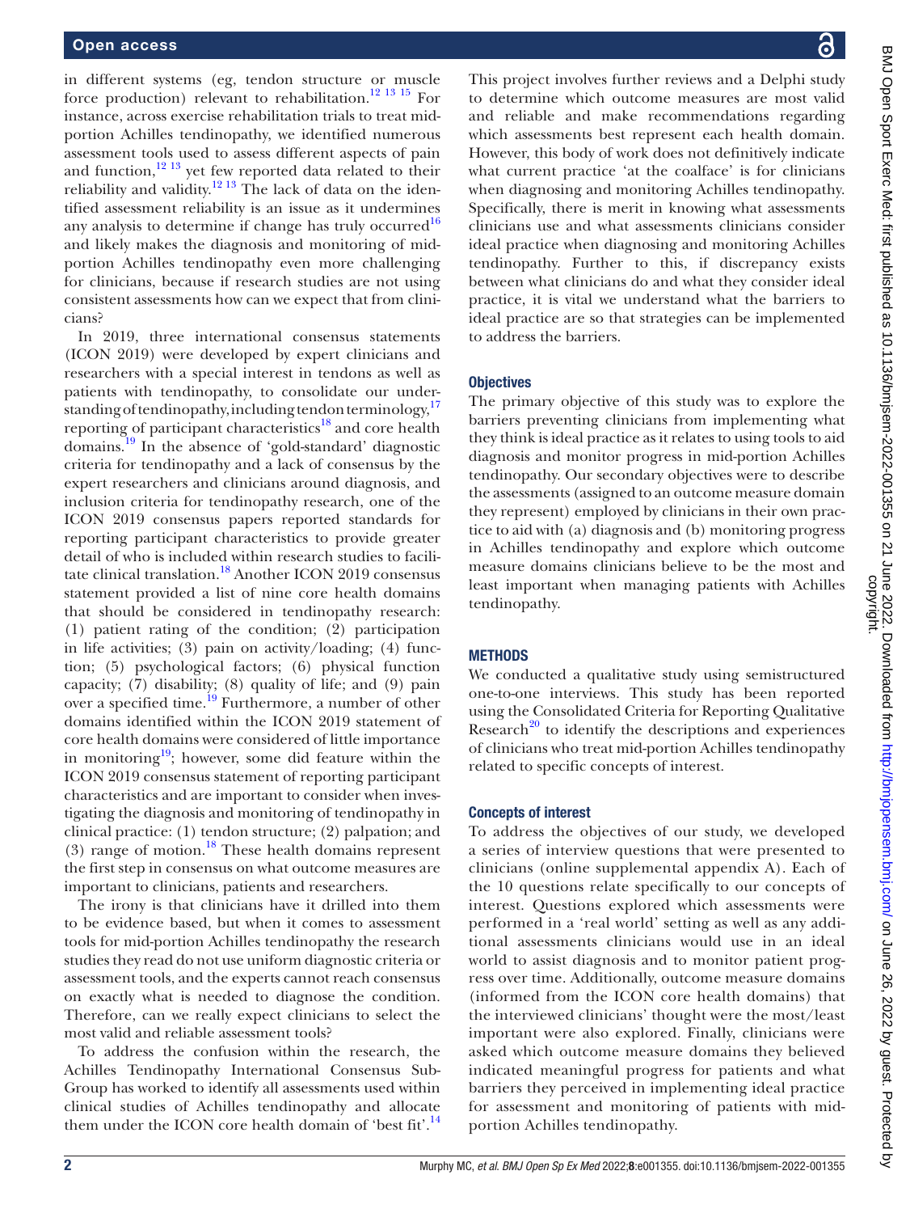in different systems (eg, tendon structure or muscle force production) relevant to rehabilitation.[12 13 15] For instance, across exercise rehabilitation trials to treat mid-portion Achilles tendinopathy, we identified numerous assessment tools used to assess different aspects of pain and function,[12 13] yet few reported data related to their reliability and validity.[12 13] The lack of data on the identified assessment reliability is an issue as it undermines any analysis to determine if change has truly occurred[16] and likely makes the diagnosis and monitoring of mid-portion Achilles tendinopathy even more challenging for clinicians, because if research studies are not using consistent assessments how can we expect that from clinicians?

In 2019, three international consensus statements (ICON 2019) were developed by expert clinicians and researchers with a special interest in tendons as well as patients with tendinopathy, to consolidate our understanding of tendinopathy, including tendon terminology,[17] reporting of participant characteristics[18] and core health domains.[19] In the absence of 'gold-standard' diagnostic criteria for tendinopathy and a lack of consensus by the expert researchers and clinicians around diagnosis, and inclusion criteria for tendinopathy research, one of the ICON 2019 consensus papers reported standards for reporting participant characteristics to provide greater detail of who is included within research studies to facilitate clinical translation.[18] Another ICON 2019 consensus statement provided a list of nine core health domains that should be considered in tendinopathy research: (1) patient rating of the condition; (2) participation in life activities; (3) pain on activity/loading; (4) function; (5) psychological factors; (6) physical function capacity; (7) disability; (8) quality of life; and (9) pain over a specified time.[19] Furthermore, a number of other domains identified within the ICON 2019 statement of core health domains were considered of little importance in monitoring[19]; however, some did feature within the ICON 2019 consensus statement of reporting participant characteristics and are important to consider when investigating the diagnosis and monitoring of tendinopathy in clinical practice: (1) tendon structure; (2) palpation; and (3) range of motion.[18] These health domains represent the first step in consensus on what outcome measures are important to clinicians, patients and researchers.

The irony is that clinicians have it drilled into them to be evidence based, but when it comes to assessment tools for mid-portion Achilles tendinopathy the research studies they read do not use uniform diagnostic criteria or assessment tools, and the experts cannot reach consensus on exactly what is needed to diagnose the condition. Therefore, can we really expect clinicians to select the most valid and reliable assessment tools?

To address the confusion within the research, the Achilles Tendinopathy International Consensus Sub-Group has worked to identify all assessments used within clinical studies of Achilles tendinopathy and allocate them under the ICON core health domain of 'best fit'.[14] This project involves further reviews and a Delphi study to determine which outcome measures are most valid and reliable and make recommendations regarding which assessments best represent each health domain. However, this body of work does not definitively indicate what current practice 'at the coalface' is for clinicians when diagnosing and monitoring Achilles tendinopathy. Specifically, there is merit in knowing what assessments clinicians use and what assessments clinicians consider ideal practice when diagnosing and monitoring Achilles tendinopathy. Further to this, if discrepancy exists between what clinicians do and what they consider ideal practice, it is vital we understand what the barriers to ideal practice are so that strategies can be implemented to address the barriers.

## Objectives

The primary objective of this study was to explore the barriers preventing clinicians from implementing what they think is ideal practice as it relates to using tools to aid diagnosis and monitor progress in mid-portion Achilles tendinopathy. Our secondary objectives were to describe the assessments (assigned to an outcome measure domain they represent) employed by clinicians in their own practice to aid with (a) diagnosis and (b) monitoring progress in Achilles tendinopathy and explore which outcome measure domains clinicians believe to be the most and least important when managing patients with Achilles tendinopathy.

## METHODS

We conducted a qualitative study using semistructured one-to-one interviews. This study has been reported using the Consolidated Criteria for Reporting Qualitative Research[20] to identify the descriptions and experiences of clinicians who treat mid-portion Achilles tendinopathy related to specific concepts of interest.

### Concepts of interest

To address the objectives of our study, we developed a series of interview questions that were presented to clinicians (online supplemental appendix A). Each of the 10 questions relate specifically to our concepts of interest. Questions explored which assessments were performed in a 'real world' setting as well as any additional assessments clinicians would use in an ideal world to assist diagnosis and to monitor patient progress over time. Additionally, outcome measure domains (informed from the ICON core health domains) that the interviewed clinicians' thought were the most/least important were also explored. Finally, clinicians were asked which outcome measure domains they believed indicated meaningful progress for patients and what barriers they perceived in implementing ideal practice for assessment and monitoring of patients with mid-portion Achilles tendinopathy.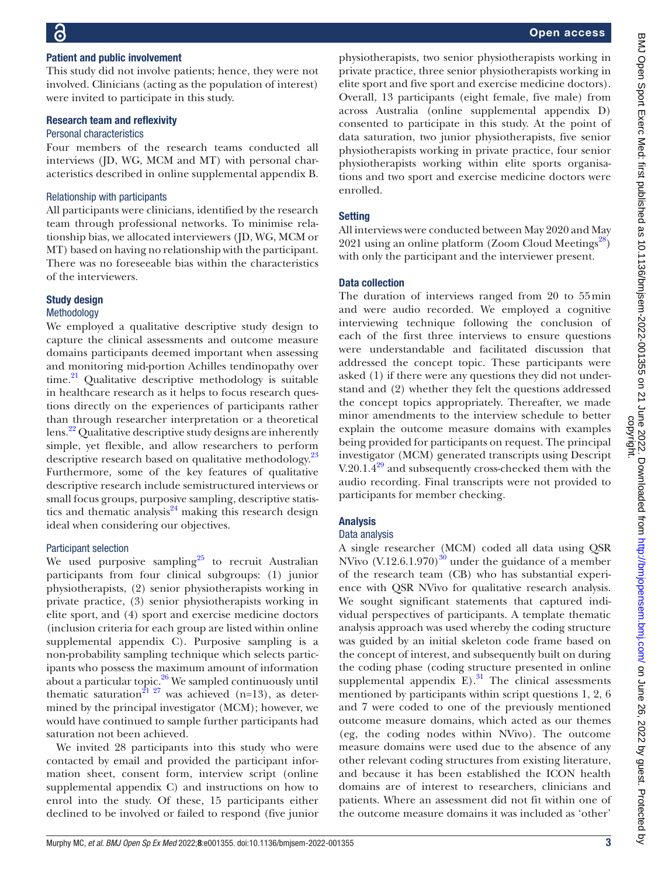### Patient and public involvement

This study did not involve patients; hence, they were not involved. Clinicians (acting as the population of interest) were invited to participate in this study.

### Research team and reflexivity

#### Personal characteristics

Four members of the research teams conducted all interviews (JD, WG, MCM and MT) with personal characteristics described in online supplemental appendix B.

#### Relationship with participants

All participants were clinicians, identified by the research team through professional networks. To minimise relationship bias, we allocated interviewers (JD, WG, MCM or MT) based on having no relationship with the participant. There was no foreseeable bias within the characteristics of the interviewers.

### Study design

#### Methodology

We employed a qualitative descriptive study design to capture the clinical assessments and outcome measure domains participants deemed important when assessing and monitoring mid-portion Achilles tendinopathy over time.[21] Qualitative descriptive methodology is suitable in healthcare research as it helps to focus research questions directly on the experiences of participants rather than through researcher interpretation or a theoretical lens.[22] Qualitative descriptive study designs are inherently simple, yet flexible, and allow researchers to perform descriptive research based on qualitative methodology.[23] Furthermore, some of the key features of qualitative descriptive research include semistructured interviews or small focus groups, purposive sampling, descriptive statistics and thematic analysis[24] making this research design ideal when considering our objectives.

#### Participant selection

We used purposive sampling[25] to recruit Australian participants from four clinical subgroups: (1) junior physiotherapists, (2) senior physiotherapists working in private practice, (3) senior physiotherapists working in elite sport, and (4) sport and exercise medicine doctors (inclusion criteria for each group are listed within online supplemental appendix C). Purposive sampling is a non-probability sampling technique which selects participants who possess the maximum amount of information about a particular topic.[26] We sampled continuously until thematic saturation[21 27] was achieved (n=13), as determined by the principal investigator (MCM); however, we would have continued to sample further participants had saturation not been achieved.

We invited 28 participants into this study who were contacted by email and provided the participant information sheet, consent form, interview script (online supplemental appendix C) and instructions on how to enrol into the study. Of these, 15 participants either declined to be involved or failed to respond (five junior physiotherapists, two senior physiotherapists working in private practice, three senior physiotherapists working in elite sport and five sport and exercise medicine doctors). Overall, 13 participants (eight female, five male) from across Australia (online supplemental appendix D) consented to participate in this study. At the point of data saturation, two junior physiotherapists, five senior physiotherapists working in private practice, four senior physiotherapists working within elite sports organisations and two sport and exercise medicine doctors were enrolled.

### Setting

All interviews were conducted between May 2020 and May 2021 using an online platform (Zoom Cloud Meetings[28]) with only the participant and the interviewer present.

### Data collection

The duration of interviews ranged from 20 to 55 min and were audio recorded. We employed a cognitive interviewing technique following the conclusion of each of the first three interviews to ensure questions were understandable and facilitated discussion that addressed the concept topic. These participants were asked (1) if there were any questions they did not understand and (2) whether they felt the questions addressed the concept topics appropriately. Thereafter, we made minor amendments to the interview schedule to better explain the outcome measure domains with examples being provided for participants on request. The principal investigator (MCM) generated transcripts using Descript V.20.1.4[29] and subsequently cross-checked them with the audio recording. Final transcripts were not provided to participants for member checking.

### Analysis

#### Data analysis

A single researcher (MCM) coded all data using QSR NVivo (V.12.6.1.970)[30] under the guidance of a member of the research team (CB) who has substantial experience with QSR NVivo for qualitative research analysis. We sought significant statements that captured individual perspectives of participants. A template thematic analysis approach was used whereby the coding structure was guided by an initial skeleton code frame based on the concept of interest, and subsequently built on during the coding phase (coding structure presented in online supplemental appendix E).[31] The clinical assessments mentioned by participants within script questions 1, 2, 6 and 7 were coded to one of the previously mentioned outcome measure domains, which acted as our themes (eg, the coding nodes within NVivo). The outcome measure domains were used due to the absence of any other relevant coding structures from existing literature, and because it has been established the ICON health domains are of interest to researchers, clinicians and patients. Where an assessment did not fit within one of the outcome measure domains it was included as 'other'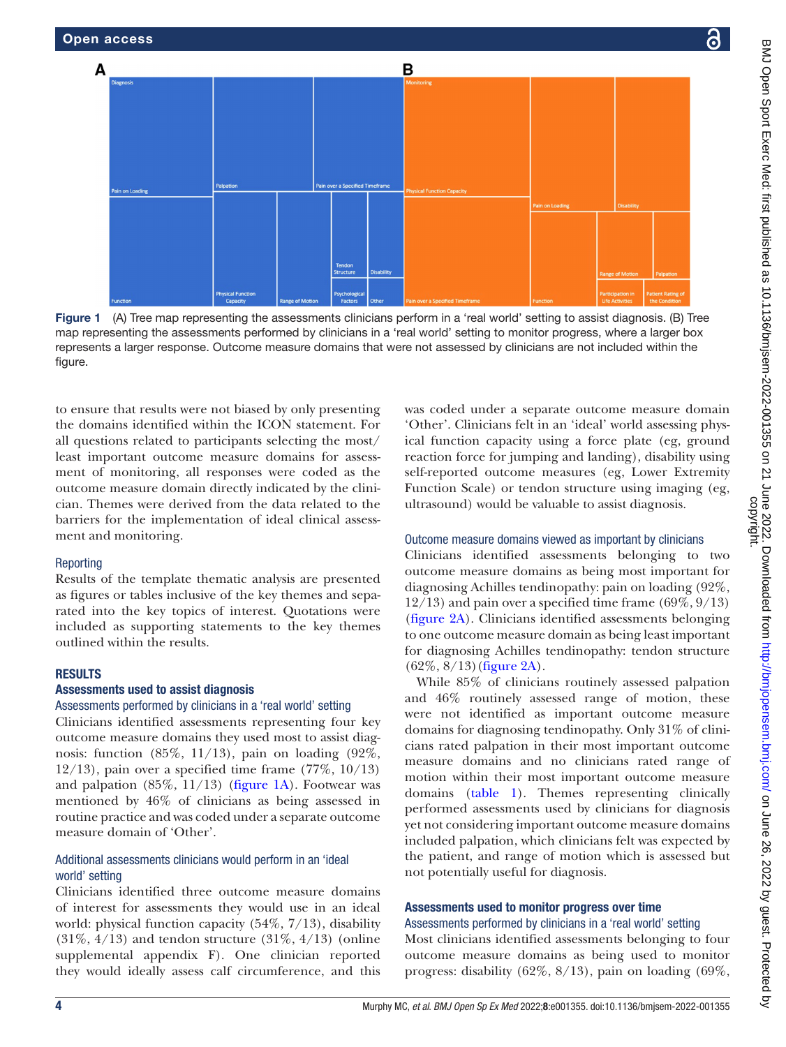A

Diagnosis

Pain on Loading

Function

Palpation

Physical Function Capacity

Range of Motion

Pain over a Specified Timeframe

Tendon Structure

Psychological Factors

Disability

Other

B

Monitoring

Physical Function Capacity

Pain over a Specified Timeframe

Pain on Loading

Function

Disability

Range of Motion

Participation in Life Activities

Palpation

Patient Rating of the Condition

**Figure 1** (A) Tree map representing the assessments clinicians perform in a 'real world' setting to assist diagnosis. (B) Tree map representing the assessments performed by clinicians in a 'real world' setting to monitor progress, where a larger box represents a larger response. Outcome measure domains that were not assessed by clinicians are not included within the figure.

to ensure that results were not biased by only presenting the domains identified within the ICON statement. For all questions related to participants selecting the most/least important outcome measure domains for assessment of monitoring, all responses were coded as the outcome measure domain directly indicated by the clinician. Themes were derived from the data related to the barriers for the implementation of ideal clinical assessment and monitoring.

### Reporting

Results of the template thematic analysis are presented as figures or tables inclusive of the key themes and separated into the key topics of interest. Quotations were included as supporting statements to the key themes outlined within the results.

## RESULTS

### Assessments used to assist diagnosis

#### Assessments performed by clinicians in a 'real world' setting

Clinicians identified assessments representing four key outcome measure domains they used most to assist diagnosis: function (85%, 11/13), pain on loading (92%, 12/13), pain over a specified time frame (77%, 10/13) and palpation (85%, 11/13) (figure 1A). Footwear was mentioned by 46% of clinicians as being assessed in routine practice and was coded under a separate outcome measure domain of 'Other'.

#### Additional assessments clinicians would perform in an 'ideal world' setting

Clinicians identified three outcome measure domains of interest for assessments they would use in an ideal world: physical function capacity (54%, 7/13), disability (31%, 4/13) and tendon structure (31%, 4/13) (online supplemental appendix F). One clinician reported they would ideally assess calf circumference, and this was coded under a separate outcome measure domain 'Other'. Clinicians felt in an 'ideal' world assessing physical function capacity using a force plate (eg, ground reaction force for jumping and landing), disability using self-reported outcome measures (eg, Lower Extremity Function Scale) or tendon structure using imaging (eg, ultrasound) would be valuable to assist diagnosis.

#### Outcome measure domains viewed as important by clinicians

Clinicians identified assessments belonging to two outcome measure domains as being most important for diagnosing Achilles tendinopathy: pain on loading (92%, 12/13) and pain over a specified time frame (69%, 9/13) (figure 2A). Clinicians identified assessments belonging to one outcome measure domain as being least important for diagnosing Achilles tendinopathy: tendon structure (62%, 8/13) (figure 2A).

While 85% of clinicians routinely assessed palpation and 46% routinely assessed range of motion, these were not identified as important outcome measure domains for diagnosing tendinopathy. Only 31% of clinicians rated palpation in their most important outcome measure domains and no clinicians rated range of motion within their most important outcome measure domains (table 1). Themes representing clinically performed assessments used by clinicians for diagnosis yet not considering important outcome measure domains included palpation, which clinicians felt was expected by the patient, and range of motion which is assessed but not potentially useful for diagnosis.

### Assessments used to monitor progress over time

#### Assessments performed by clinicians in a 'real world' setting

Most clinicians identified assessments belonging to four outcome measure domains as being used to monitor progress: disability (62%, 8/13), pain on loading (69%,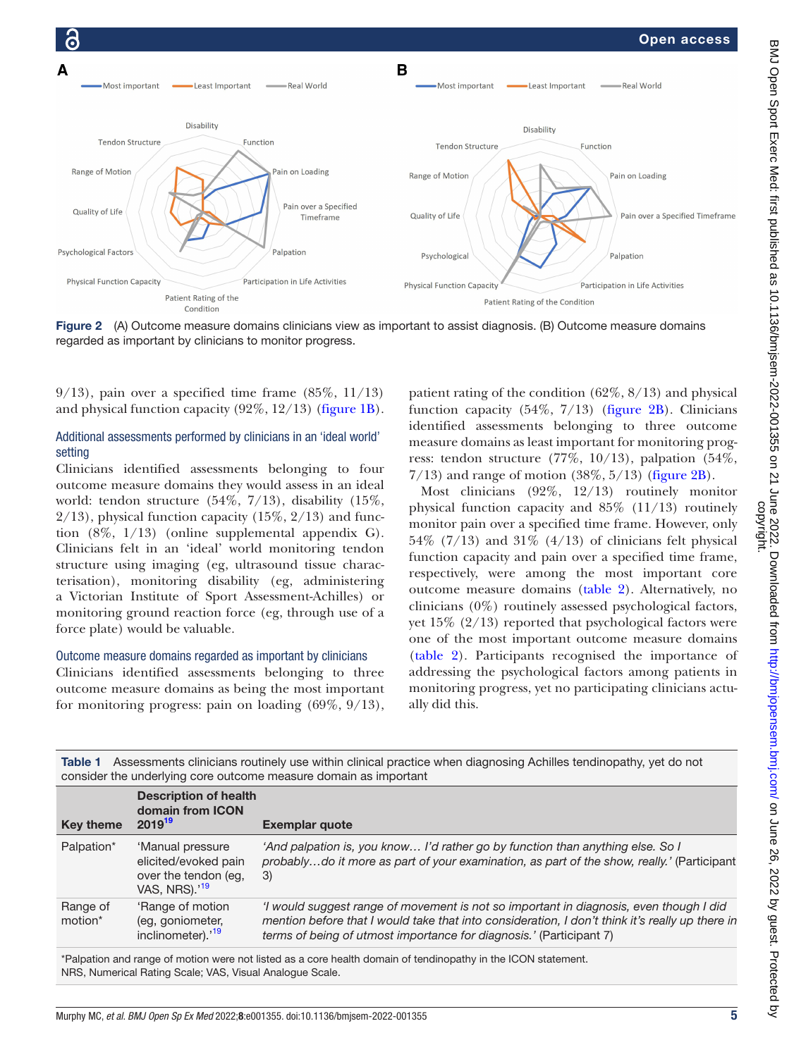A

Most important — Least Important — Real World

Disability
Function
Pain on Loading
Pain over a Specified Timeframe
Palpation
Participation in Life Activities
Patient Rating of the Condition
Physical Function Capacity
Psychological Factors
Quality of Life
Range of Motion
Tendon Structure

B

Most important — Least Important — Real World

Disability
Function
Pain on Loading
Pain over a Specified Timeframe
Palpation
Participation in Life Activities
Patient Rating of the Condition
Physical Function Capacity
Psychological
Quality of Life
Range of Motion
Tendon Structure

**Figure 2** (A) Outcome measure domains clinicians view as important to assist diagnosis. (B) Outcome measure domains regarded as important by clinicians to monitor progress.

9/13), pain over a specified time frame (85%, 11/13) and physical function capacity (92%, 12/13) (figure 1B).

### Additional assessments performed by clinicians in an 'ideal world' setting

Clinicians identified assessments belonging to four outcome measure domains they would assess in an ideal world: tendon structure (54%, 7/13), disability (15%, 2/13), physical function capacity (15%, 2/13) and function (8%, 1/13) (online supplemental appendix G). Clinicians felt in an 'ideal' world monitoring tendon structure using imaging (eg, ultrasound tissue characterisation), monitoring disability (eg, administering a Victorian Institute of Sport Assessment-Achilles) or monitoring ground reaction force (eg, through use of a force plate) would be valuable.

### Outcome measure domains regarded as important by clinicians

Clinicians identified assessments belonging to three outcome measure domains as being the most important for monitoring progress: pain on loading (69%, 9/13), patient rating of the condition (62%, 8/13) and physical function capacity (54%, 7/13) (figure 2B). Clinicians identified assessments belonging to three outcome measure domains as least important for monitoring progress: tendon structure (77%, 10/13), palpation (54%, 7/13) and range of motion (38%, 5/13) (figure 2B).

Most clinicians (92%, 12/13) routinely monitor physical function capacity and 85% (11/13) routinely monitor pain over a specified time frame. However, only 54% (7/13) and 31% (4/13) of clinicians felt physical function capacity and pain over a specified time frame, respectively, were among the most important core outcome measure domains (table 2). Alternatively, no clinicians (0%) routinely assessed psychological factors, yet 15% (2/13) reported that psychological factors were one of the most important outcome measure domains (table 2). Participants recognised the importance of addressing the psychological factors among patients in monitoring progress, yet no participating clinicians actually did this.

**Table 1** Assessments clinicians routinely use within clinical practice when diagnosing Achilles tendinopathy, yet do not consider the underlying core outcome measure domain as important

| Key theme | Description of health domain from ICON 2019[19] | Exemplar quote |
|---|---|---|
| Palpation* | 'Manual pressure elicited/evoked pain over the tendon (eg, VAS, NRS).'[19] | *'And palpation is, you know… I'd rather go by function than anything else. So I probably…do it more as part of your examination, as part of the show, really.'* (Participant 3) |
| Range of motion* | 'Range of motion (eg, goniometer, inclinometer).'[19] | *'I would suggest range of movement is not so important in diagnosis, even though I did mention before that I would take that into consideration, I don't think it's really up there in terms of being of utmost importance for diagnosis.'* (Participant 7) |

*Palpation and range of motion were not listed as a core health domain of tendinopathy in the ICON statement.
NRS, Numerical Rating Scale; VAS, Visual Analogue Scale.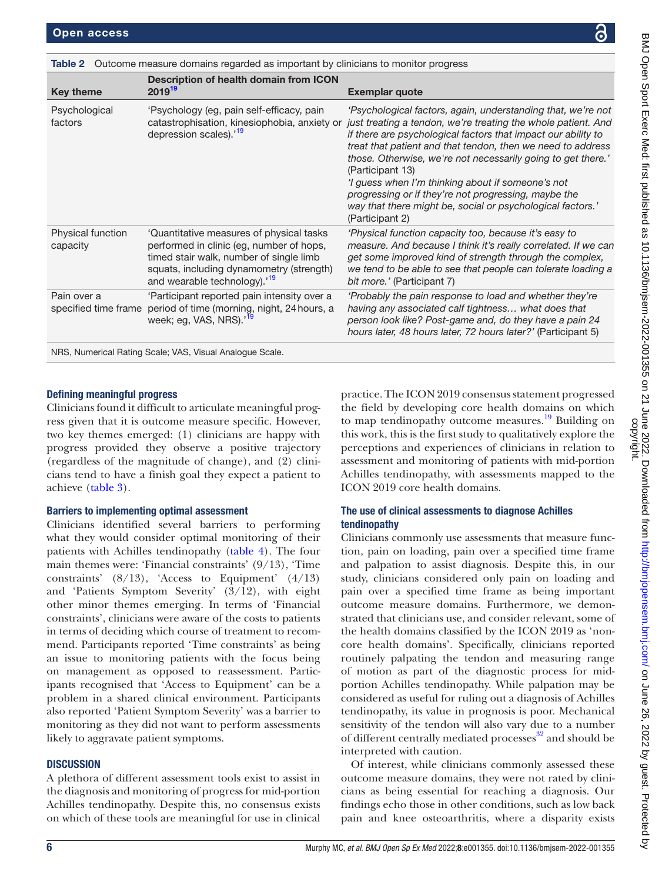Table 2 Outcome measure domains regarded as important by clinicians to monitor progress

| Key theme | Description of health domain from ICON 2019[19] | Exemplar quote |
|---|---|---|
| Psychological factors | 'Psychology (eg, pain self-efficacy, pain catastrophisation, kinesiophobia, anxiety or depression scales).'[19] | *'Psychological factors, again, understanding that, we're not just treating a tendon, we're treating the whole patient. And if there are psychological factors that impact our ability to treat that patient and that tendon, then we need to address those. Otherwise, we're not necessarily going to get there.'* (Participant 13) *'I guess when I'm thinking about if someone's not progressing or if they're not progressing, maybe the way that there might be, social or psychological factors.'* (Participant 2) |
| Physical function capacity | 'Quantitative measures of physical tasks performed in clinic (eg, number of hops, timed stair walk, number of single limb squats, including dynamometry (strength) and wearable technology).'[19] | *'Physical function capacity too, because it's easy to measure. And because I think it's really correlated. If we can get some improved kind of strength through the complex, we tend to be able to see that people can tolerate loading a bit more.'* (Participant 7) |
| Pain over a specified time frame | 'Participant reported pain intensity over a period of time (morning, night, 24 hours, a week; eg, VAS, NRS).'[19] | *'Probably the pain response to load and whether they're having any associated calf tightness… what does that person look like? Post-game and, do they have a pain 24 hours later, 48 hours later, 72 hours later?'* (Participant 5) |

NRS, Numerical Rating Scale; VAS, Visual Analogue Scale.

### Defining meaningful progress

Clinicians found it difficult to articulate meaningful progress given that it is outcome measure specific. However, two key themes emerged: (1) clinicians are happy with progress provided they observe a positive trajectory (regardless of the magnitude of change), and (2) clinicians tend to have a finish goal they expect a patient to achieve (table 3).

### Barriers to implementing optimal assessment

Clinicians identified several barriers to performing what they would consider optimal monitoring of their patients with Achilles tendinopathy (table 4). The four main themes were: 'Financial constraints' (9/13), 'Time constraints' (8/13), 'Access to Equipment' (4/13) and 'Patients Symptom Severity' (3/12), with eight other minor themes emerging. In terms of 'Financial constraints', clinicians were aware of the costs to patients in terms of deciding which course of treatment to recommend. Participants reported 'Time constraints' as being an issue to monitoring patients with the focus being on management as opposed to reassessment. Participants recognised that 'Access to Equipment' can be a problem in a shared clinical environment. Participants also reported 'Patient Symptom Severity' was a barrier to monitoring as they did not want to perform assessments likely to aggravate patient symptoms.

## DISCUSSION

A plethora of different assessment tools exist to assist in the diagnosis and monitoring of progress for mid-portion Achilles tendinopathy. Despite this, no consensus exists on which of these tools are meaningful for use in clinical practice. The ICON 2019 consensus statement progressed the field by developing core health domains on which to map tendinopathy outcome measures.[19] Building on this work, this is the first study to qualitatively explore the perceptions and experiences of clinicians in relation to assessment and monitoring of patients with mid-portion Achilles tendinopathy, with assessments mapped to the ICON 2019 core health domains.

### The use of clinical assessments to diagnose Achilles tendinopathy

Clinicians commonly use assessments that measure function, pain on loading, pain over a specified time frame and palpation to assist diagnosis. Despite this, in our study, clinicians considered only pain on loading and pain over a specified time frame as being important outcome measure domains. Furthermore, we demonstrated that clinicians use, and consider relevant, some of the health domains classified by the ICON 2019 as 'non-core health domains'. Specifically, clinicians reported routinely palpating the tendon and measuring range of motion as part of the diagnostic process for mid-portion Achilles tendinopathy. While palpation may be considered as useful for ruling out a diagnosis of Achilles tendinopathy, its value in prognosis is poor. Mechanical sensitivity of the tendon will also vary due to a number of different centrally mediated processes[32] and should be interpreted with caution.

Of interest, while clinicians commonly assessed these outcome measure domains, they were not rated by clinicians as being essential for reaching a diagnosis. Our findings echo those in other conditions, such as low back pain and knee osteoarthritis, where a disparity exists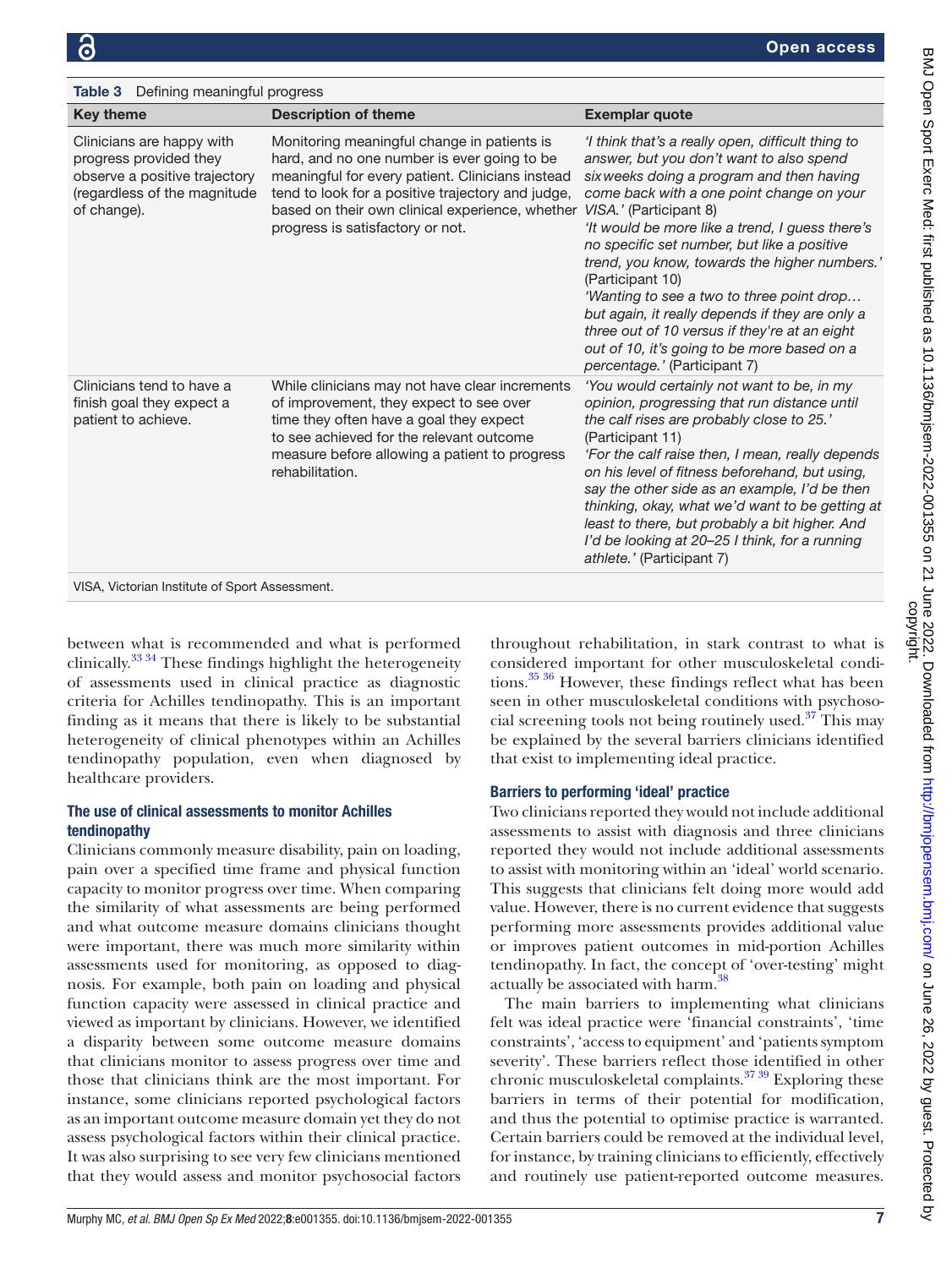**Table 3** Defining meaningful progress

| Key theme | Description of theme | Exemplar quote |
|---|---|---|
| Clinicians are happy with progress provided they observe a positive trajectory (regardless of the magnitude of change). | Monitoring meaningful change in patients is hard, and no one number is ever going to be meaningful for every patient. Clinicians instead tend to look for a positive trajectory and judge, based on their own clinical experience, whether progress is satisfactory or not. | *'I think that's a really open, difficult thing to answer, but you don't want to also spend six weeks doing a program and then having come back with a one point change on your VISA.'* (Participant 8) *'It would be more like a trend, I guess there's no specific set number, but like a positive trend, you know, towards the higher numbers.'* (Participant 10) *'Wanting to see a two to three point drop… but again, it really depends if they are only a three out of 10 versus if they're at an eight out of 10, it's going to be more based on a percentage.'* (Participant 7) |
| Clinicians tend to have a finish goal they expect a patient to achieve. | While clinicians may not have clear increments of improvement, they expect to see over time they often have a goal they expect to see achieved for the relevant outcome measure before allowing a patient to progress rehabilitation. | *'You would certainly not want to be, in my opinion, progressing that run distance until the calf rises are probably close to 25.'* (Participant 11) *'For the calf raise then, I mean, really depends on his level of fitness beforehand, but using, say the other side as an example, I'd be then thinking, okay, what we'd want to be getting at least to there, but probably a bit higher. And I'd be looking at 20–25 I think, for a running athlete.'* (Participant 7) |

VISA, Victorian Institute of Sport Assessment.

between what is recommended and what is performed clinically.[33,34] These findings highlight the heterogeneity of assessments used in clinical practice as diagnostic criteria for Achilles tendinopathy. This is an important finding as it means that there is likely to be substantial heterogeneity of clinical phenotypes within an Achilles tendinopathy population, even when diagnosed by healthcare providers.

### The use of clinical assessments to monitor Achilles tendinopathy

Clinicians commonly measure disability, pain on loading, pain over a specified time frame and physical function capacity to monitor progress over time. When comparing the similarity of what assessments are being performed and what outcome measure domains clinicians thought were important, there was much more similarity within assessments used for monitoring, as opposed to diagnosis. For example, both pain on loading and physical function capacity were assessed in clinical practice and viewed as important by clinicians. However, we identified a disparity between some outcome measure domains that clinicians monitor to assess progress over time and those that clinicians think are the most important. For instance, some clinicians reported psychological factors as an important outcome measure domain yet they do not assess psychological factors within their clinical practice. It was also surprising to see very few clinicians mentioned that they would assess and monitor psychosocial factors throughout rehabilitation, in stark contrast to what is considered important for other musculoskeletal conditions.[35,36] However, these findings reflect what has been seen in other musculoskeletal conditions with psychosocial screening tools not being routinely used.[37] This may be explained by the several barriers clinicians identified that exist to implementing ideal practice.

### Barriers to performing 'ideal' practice

Two clinicians reported they would not include additional assessments to assist with diagnosis and three clinicians reported they would not include additional assessments to assist with monitoring within an 'ideal' world scenario. This suggests that clinicians felt doing more would add value. However, there is no current evidence that suggests performing more assessments provides additional value or improves patient outcomes in mid-portion Achilles tendinopathy. In fact, the concept of 'over-testing' might actually be associated with harm.[38]

The main barriers to implementing what clinicians felt was ideal practice were 'financial constraints', 'time constraints', 'access to equipment' and 'patients symptom severity'. These barriers reflect those identified in other chronic musculoskeletal complaints.[37,39] Exploring these barriers in terms of their potential for modification, and thus the potential to optimise practice is warranted. Certain barriers could be removed at the individual level, for instance, by training clinicians to efficiently, effectively and routinely use patient-reported outcome measures.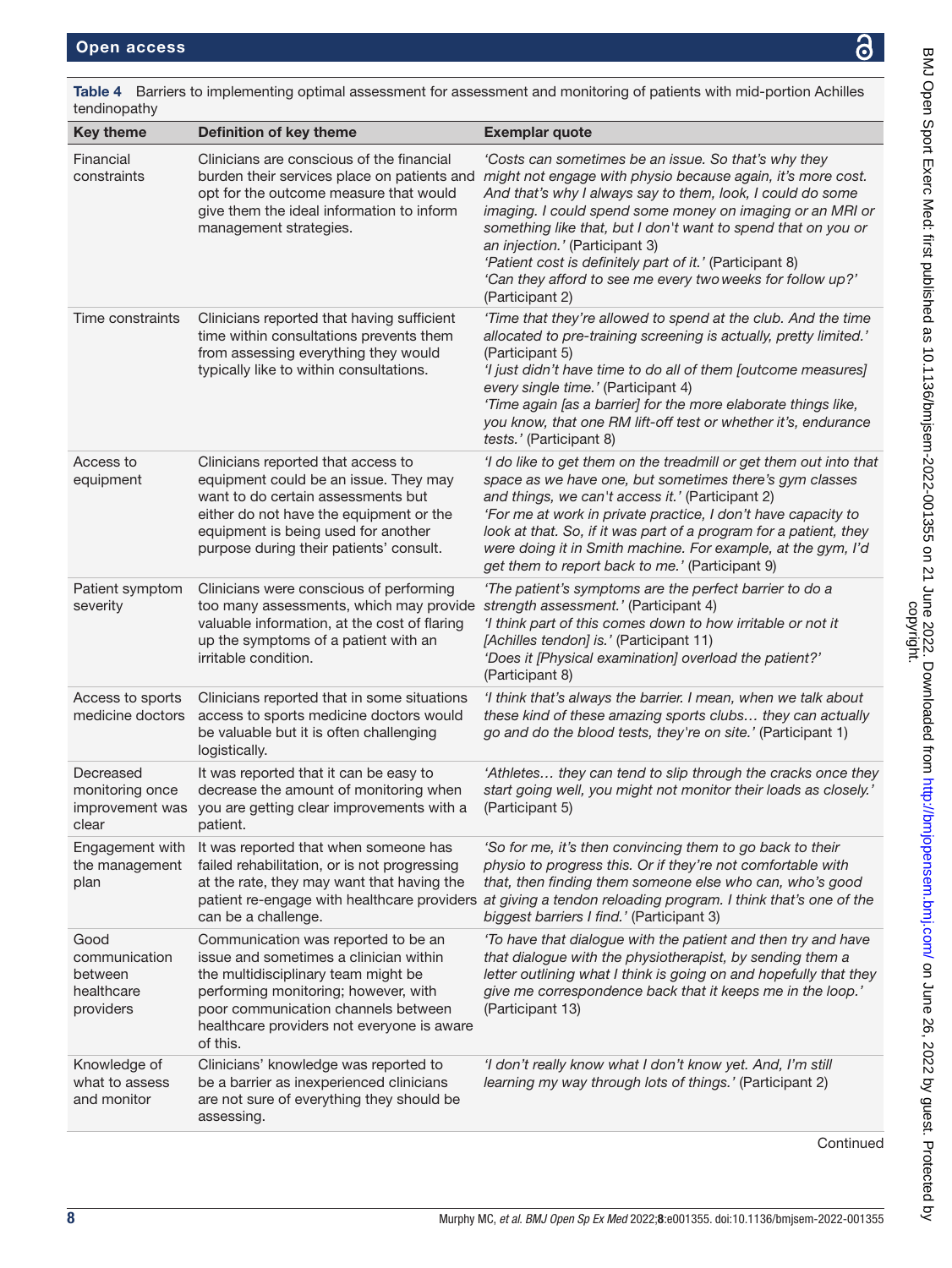**Table 4** Barriers to implementing optimal assessment for assessment and monitoring of patients with mid-portion Achilles tendinopathy

| Key theme | Definition of key theme | Exemplar quote |
|---|---|---|
| Financial constraints | Clinicians are conscious of the financial burden their services place on patients and opt for the outcome measure that would give them the ideal information to inform management strategies. | *'Costs can sometimes be an issue. So that's why they might not engage with physio because again, it's more cost. And that's why I always say to them, look, I could do some imaging. I could spend some money on imaging or an MRI or something like that, but I don't want to spend that on you or an injection.'* (Participant 3)<br>*'Patient cost is definitely part of it.'* (Participant 8)<br>*'Can they afford to see me every two weeks for follow up?'* (Participant 2) |
| Time constraints | Clinicians reported that having sufficient time within consultations prevents them from assessing everything they would typically like to within consultations. | *'Time that they're allowed to spend at the club. And the time allocated to pre-training screening is actually, pretty limited.'* (Participant 5)<br>*'I just didn't have time to do all of them [outcome measures] every single time.'* (Participant 4)<br>*'Time again [as a barrier] for the more elaborate things like, you know, that one RM lift-off test or whether it's, endurance tests.'* (Participant 8) |
| Access to equipment | Clinicians reported that access to equipment could be an issue. They may want to do certain assessments but either do not have the equipment or the equipment is being used for another purpose during their patients' consult. | *'I do like to get them on the treadmill or get them out into that space as we have one, but sometimes there's gym classes and things, we can't access it.'* (Participant 2)<br>*'For me at work in private practice, I don't have capacity to look at that. So, if it was part of a program for a patient, they were doing it in Smith machine. For example, at the gym, I'd get them to report back to me.'* (Participant 9) |
| Patient symptom severity | Clinicians were conscious of performing too many assessments, which may provide valuable information, at the cost of flaring up the symptoms of a patient with an irritable condition. | *'The patient's symptoms are the perfect barrier to do a strength assessment.'* (Participant 4)<br>*'I think part of this comes down to how irritable or not it [Achilles tendon] is.'* (Participant 11)<br>*'Does it [Physical examination] overload the patient?'* (Participant 8) |
| Access to sports medicine doctors | Clinicians reported that in some situations access to sports medicine doctors would be valuable but it is often challenging logistically. | *'I think that's always the barrier. I mean, when we talk about these kind of these amazing sports clubs… they can actually go and do the blood tests, they're on site.'* (Participant 1) |
| Decreased monitoring once improvement was clear | It was reported that it can be easy to decrease the amount of monitoring when you are getting clear improvements with a patient. | *'Athletes… they can tend to slip through the cracks once they start going well, you might not monitor their loads as closely.'* (Participant 5) |
| Engagement with the management plan | It was reported that when someone has failed rehabilitation, or is not progressing at the rate, they may want that having the patient re-engage with healthcare providers can be a challenge. | *'So for me, it's then convincing them to go back to their physio to progress this. Or if they're not comfortable with that, then finding them someone else who can, who's good at giving a tendon reloading program. I think that's one of the biggest barriers I find.'* (Participant 3) |
| Good communication between healthcare providers | Communication was reported to be an issue and sometimes a clinician within the multidisciplinary team might be performing monitoring; however, with poor communication channels between healthcare providers not everyone is aware of this. | *'To have that dialogue with the patient and then try and have that dialogue with the physiotherapist, by sending them a letter outlining what I think is going on and hopefully that they give me correspondence back that it keeps me in the loop.'* (Participant 13) |
| Knowledge of what to assess and monitor | Clinicians' knowledge was reported to be a barrier as inexperienced clinicians are not sure of everything they should be assessing. | *'I don't really know what I don't know yet. And, I'm still learning my way through lots of things.'* (Participant 2) |

Continued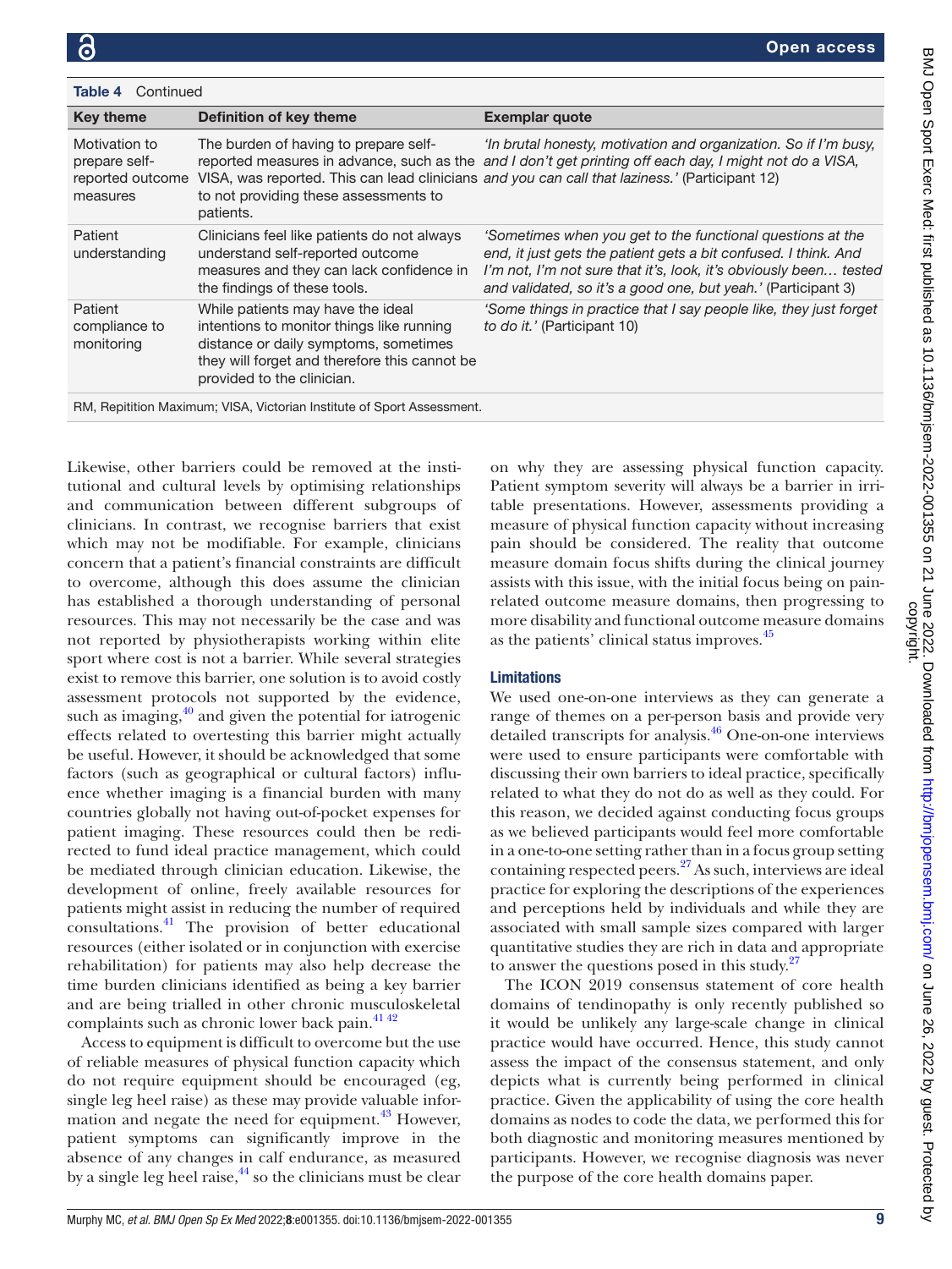**Table 4** Continued

| Key theme | Definition of key theme | Exemplar quote |
|---|---|---|
| Motivation to prepare self-reported outcome measures | The burden of having to prepare self-reported measures in advance, such as the VISA, was reported. This can lead clinicians to not providing these assessments to patients. | *'In brutal honesty, motivation and organization. So if I'm busy, and I don't get printing off each day, I might not do a VISA, and you can call that laziness.'* (Participant 12) |
| Patient understanding | Clinicians feel like patients do not always understand self-reported outcome measures and they can lack confidence in the findings of these tools. | *'Sometimes when you get to the functional questions at the end, it just gets the patient gets a bit confused. I think. And I'm not, I'm not sure that it's, look, it's obviously been… tested and validated, so it's a good one, but yeah.'* (Participant 3) |
| Patient compliance to monitoring | While patients may have the ideal intentions to monitor things like running distance or daily symptoms, sometimes they will forget and therefore this cannot be provided to the clinician. | *'Some things in practice that I say people like, they just forget to do it.'* (Participant 10) |

RM, Repitition Maximum; VISA, Victorian Institute of Sport Assessment.

Likewise, other barriers could be removed at the institutional and cultural levels by optimising relationships and communication between different subgroups of clinicians. In contrast, we recognise barriers that exist which may not be modifiable. For example, clinicians concern that a patient's financial constraints are difficult to overcome, although this does assume the clinician has established a thorough understanding of personal resources. This may not necessarily be the case and was not reported by physiotherapists working within elite sport where cost is not a barrier. While several strategies exist to remove this barrier, one solution is to avoid costly assessment protocols not supported by the evidence, such as imaging,[40] and given the potential for iatrogenic effects related to overtesting this barrier might actually be useful. However, it should be acknowledged that some factors (such as geographical or cultural factors) influence whether imaging is a financial burden with many countries globally not having out-of-pocket expenses for patient imaging. These resources could then be redirected to fund ideal practice management, which could be mediated through clinician education. Likewise, the development of online, freely available resources for patients might assist in reducing the number of required consultations.[41] The provision of better educational resources (either isolated or in conjunction with exercise rehabilitation) for patients may also help decrease the time burden clinicians identified as being a key barrier and are being trialled in other chronic musculoskeletal complaints such as chronic lower back pain.[41 42]

Access to equipment is difficult to overcome but the use of reliable measures of physical function capacity which do not require equipment should be encouraged (eg, single leg heel raise) as these may provide valuable information and negate the need for equipment.[43] However, patient symptoms can significantly improve in the absence of any changes in calf endurance, as measured by a single leg heel raise,[44] so the clinicians must be clear on why they are assessing physical function capacity. Patient symptom severity will always be a barrier in irritable presentations. However, assessments providing a measure of physical function capacity without increasing pain should be considered. The reality that outcome measure domain focus shifts during the clinical journey assists with this issue, with the initial focus being on pain-related outcome measure domains, then progressing to more disability and functional outcome measure domains as the patients' clinical status improves.[45]

## Limitations

We used one-on-one interviews as they can generate a range of themes on a per-person basis and provide very detailed transcripts for analysis.[46] One-on-one interviews were used to ensure participants were comfortable with discussing their own barriers to ideal practice, specifically related to what they do not do as well as they could. For this reason, we decided against conducting focus groups as we believed participants would feel more comfortable in a one-to-one setting rather than in a focus group setting containing respected peers.[27] As such, interviews are ideal practice for exploring the descriptions of the experiences and perceptions held by individuals and while they are associated with small sample sizes compared with larger quantitative studies they are rich in data and appropriate to answer the questions posed in this study.[27]

The ICON 2019 consensus statement of core health domains of tendinopathy is only recently published so it would be unlikely any large-scale change in clinical practice would have occurred. Hence, this study cannot assess the impact of the consensus statement, and only depicts what is currently being performed in clinical practice. Given the applicability of using the core health domains as nodes to code the data, we performed this for both diagnostic and monitoring measures mentioned by participants. However, we recognise diagnosis was never the purpose of the core health domains paper.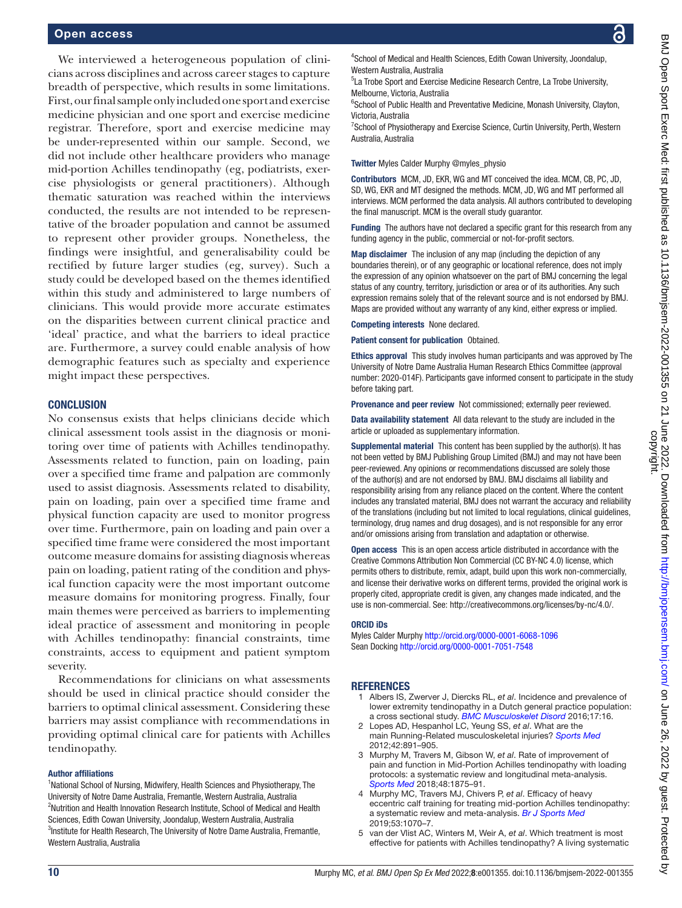We interviewed a heterogeneous population of clinicians across disciplines and across career stages to capture breadth of perspective, which results in some limitations. First, our final sample only included one sport and exercise medicine physician and one sport and exercise medicine registrar. Therefore, sport and exercise medicine may be under-represented within our sample. Second, we did not include other healthcare providers who manage mid-portion Achilles tendinopathy (eg, podiatrists, exercise physiologists or general practitioners). Although thematic saturation was reached within the interviews conducted, the results are not intended to be representative of the broader population and cannot be assumed to represent other provider groups. Nonetheless, the findings were insightful, and generalisability could be rectified by future larger studies (eg, survey). Such a study could be developed based on the themes identified within this study and administered to large numbers of clinicians. This would provide more accurate estimates on the disparities between current clinical practice and 'ideal' practice, and what the barriers to ideal practice are. Furthermore, a survey could enable analysis of how demographic features such as specialty and experience might impact these perspectives.

## CONCLUSION

No consensus exists that helps clinicians decide which clinical assessment tools assist in the diagnosis or monitoring over time of patients with Achilles tendinopathy. Assessments related to function, pain on loading, pain over a specified time frame and palpation are commonly used to assist diagnosis. Assessments related to disability, pain on loading, pain over a specified time frame and physical function capacity are used to monitor progress over time. Furthermore, pain on loading and pain over a specified time frame were considered the most important outcome measure domains for assisting diagnosis whereas pain on loading, patient rating of the condition and physical function capacity were the most important outcome measure domains for monitoring progress. Finally, four main themes were perceived as barriers to implementing ideal practice of assessment and monitoring in people with Achilles tendinopathy: financial constraints, time constraints, access to equipment and patient symptom severity.

Recommendations for clinicians on what assessments should be used in clinical practice should consider the barriers to optimal clinical assessment. Considering these barriers may assist compliance with recommendations in providing optimal clinical care for patients with Achilles tendinopathy.

**Author affiliations**

[1]National School of Nursing, Midwifery, Health Sciences and Physiotherapy, The University of Notre Dame Australia, Fremantle, Western Australia, Australia
[2]Nutrition and Health Innovation Research Institute, School of Medical and Health Sciences, Edith Cowan University, Joondalup, Western Australia, Australia
[3]Institute for Health Research, The University of Notre Dame Australia, Fremantle, Western Australia, Australia
[4]School of Medical and Health Sciences, Edith Cowan University, Joondalup, Western Australia, Australia
[5]La Trobe Sport and Exercise Medicine Research Centre, La Trobe University, Melbourne, Victoria, Australia
[6]School of Public Health and Preventative Medicine, Monash University, Clayton, Victoria, Australia
[7]School of Physiotherapy and Exercise Science, Curtin University, Perth, Western Australia, Australia

**Twitter** Myles Calder Murphy @myles_physio

**Contributors** MCM, JD, EKR, WG and MT conceived the idea. MCM, CB, PC, JD, SD, WG, EKR and MT designed the methods. MCM, JD, WG and MT performed all interviews. MCM performed the data analysis. All authors contributed to developing the final manuscript. MCM is the overall study guarantor.

**Funding** The authors have not declared a specific grant for this research from any funding agency in the public, commercial or not-for-profit sectors.

**Map disclaimer** The inclusion of any map (including the depiction of any boundaries therein), or of any geographic or locational reference, does not imply the expression of any opinion whatsoever on the part of BMJ concerning the legal status of any country, territory, jurisdiction or area or of its authorities. Any such expression remains solely that of the relevant source and is not endorsed by BMJ. Maps are provided without any warranty of any kind, either express or implied.

**Competing interests** None declared.

**Patient consent for publication** Obtained.

**Ethics approval** This study involves human participants and was approved by The University of Notre Dame Australia Human Research Ethics Committee (approval number: 2020-014F). Participants gave informed consent to participate in the study before taking part.

**Provenance and peer review** Not commissioned; externally peer reviewed.

**Data availability statement** All data relevant to the study are included in the article or uploaded as supplementary information.

**Supplemental material** This content has been supplied by the author(s). It has not been vetted by BMJ Publishing Group Limited (BMJ) and may not have been peer-reviewed. Any opinions or recommendations discussed are solely those of the author(s) and are not endorsed by BMJ. BMJ disclaims all liability and responsibility arising from any reliance placed on the content. Where the content includes any translated material, BMJ does not warrant the accuracy and reliability of the translations (including but not limited to local regulations, clinical guidelines, terminology, drug names and drug dosages), and is not responsible for any error and/or omissions arising from translation and adaptation or otherwise.

**Open access** This is an open access article distributed in accordance with the Creative Commons Attribution Non Commercial (CC BY-NC 4.0) license, which permits others to distribute, remix, adapt, build upon this work non-commercially, and license their derivative works on different terms, provided the original work is properly cited, appropriate credit is given, any changes made indicated, and the use is non-commercial. See: http://creativecommons.org/licenses/by-nc/4.0/.

**ORCID iDs**

Myles Calder Murphy http://orcid.org/0000-0001-6068-1096
Sean Docking http://orcid.org/0000-0001-7051-7548

## REFERENCES

1. Albers IS, Zwerver J, Diercks RL, *et al*. Incidence and prevalence of lower extremity tendinopathy in a Dutch general practice population: a cross sectional study. *BMC Musculoskelet Disord* 2016;17:16.
2. Lopes AD, Hespanhol LC, Yeung SS, *et al*. What are the main Running-Related musculoskeletal injuries? *Sports Med* 2012;42:891–905.
3. Murphy M, Travers M, Gibson W, *et al*. Rate of improvement of pain and function in Mid-Portion Achilles tendinopathy with loading protocols: a systematic review and longitudinal meta-analysis. *Sports Med* 2018;48:1875–91.
4. Murphy MC, Travers MJ, Chivers P, *et al*. Efficacy of heavy eccentric calf training for treating mid-portion Achilles tendinopathy: a systematic review and meta-analysis. *Br J Sports Med* 2019;53:1070–7.
5. van der Vlist AC, Winters M, Weir A, *et al*. Which treatment is most effective for patients with Achilles tendinopathy? A living systematic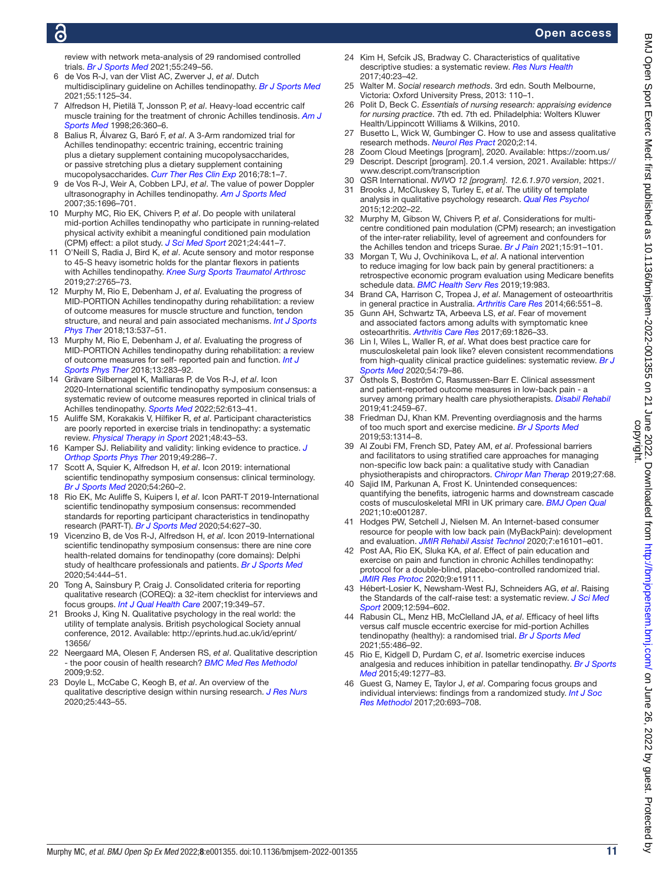review with network meta-analysis of 29 randomised controlled trials. *Br J Sports Med* 2021;55:249–56.

6. de Vos R-J, van der Vlist AC, Zwerver J, *et al*. Dutch multidisciplinary guideline on Achilles tendinopathy. *Br J Sports Med* 2021;55:1125–34.
7. Alfredson H, Pietilä T, Jonsson P, *et al*. Heavy-load eccentric calf muscle training for the treatment of chronic Achilles tendinosis. *Am J Sports Med* 1998;26:360–6.
8. Balius R, Álvarez G, Baró F, *et al*. A 3-Arm randomized trial for Achilles tendinopathy: eccentric training, eccentric training plus a dietary supplement containing mucopolysaccharides, or passive stretching plus a dietary supplement containing mucopolysaccharides. *Curr Ther Res Clin Exp* 2016;78:1–7.
9. de Vos R-J, Weir A, Cobben LPJ, *et al*. The value of power Doppler ultrasonography in Achilles tendinopathy. *Am J Sports Med* 2007;35:1696–701.
10. Murphy MC, Rio EK, Chivers P, *et al*. Do people with unilateral mid-portion Achilles tendinopathy who participate in running-related physical activity exhibit a meaningful conditioned pain modulation (CPM) effect: a pilot study. *J Sci Med Sport* 2021;24:441–7.
11. O'Neill S, Radia J, Bird K, *et al*. Acute sensory and motor response to 45-S heavy isometric holds for the plantar flexors in patients with Achilles tendinopathy. *Knee Surg Sports Traumatol Arthrosc* 2019;27:2765–73.
12. Murphy M, Rio E, Debenham J, *et al*. Evaluating the progress of MID-PORTION Achilles tendinopathy during rehabilitation: a review of outcome measures for muscle structure and function, tendon structure, and neural and pain associated mechanisms. *Int J Sports Phys Ther* 2018;13:537–51.
13. Murphy M, Rio E, Debenham J, *et al*. Evaluating the progress of MID-PORTION Achilles tendinopathy during rehabilitation: a review of outcome measures for self- reported pain and function. *Int J Sports Phys Ther* 2018;13:283–92.
14. Grävare Silbernagel K, Malliaras P, de Vos R-J, *et al*. Icon 2020-International scientific tendinopathy symposium consensus: a systematic review of outcome measures reported in clinical trials of Achilles tendinopathy. *Sports Med* 2022;52:613–41.
15. Auliffe SM, Korakakis V, Hilfiker R, *et al*. Participant characteristics are poorly reported in exercise trials in tendinopathy: a systematic review. *Physical Therapy in Sport* 2021;48:43–53.
16. Kamper SJ. Reliability and validity: linking evidence to practice. *J Orthop Sports Phys Ther* 2019;49:286–7.
17. Scott A, Squier K, Alfredson H, *et al*. Icon 2019: international scientific tendinopathy symposium consensus: clinical terminology. *Br J Sports Med* 2020;54:260–2.
18. Rio EK, Mc Auliffe S, Kuipers I, *et al*. Icon PART-T 2019-International scientific tendinopathy symposium consensus: recommended standards for reporting participant characteristics in tendinopathy research (PART-T). *Br J Sports Med* 2020;54:627–30.
19. Vicenzino B, de Vos R-J, Alfredson H, *et al*. Icon 2019-International scientific tendinopathy symposium consensus: there are nine core health-related domains for tendinopathy (core domains): Delphi study of healthcare professionals and patients. *Br J Sports Med* 2020;54:444–51.
20. Tong A, Sainsbury P, Craig J. Consolidated criteria for reporting qualitative research (COREQ): a 32-item checklist for interviews and focus groups. *Int J Qual Health Care* 2007;19:349–57.
21. Brooks J, King N. Qualitative psychology in the real world: the utility of template analysis. British psychological Society annual conference, 2012. Available: http://eprints.hud.ac.uk/id/eprint/13656/
22. Neergaard MA, Olesen F, Andersen RS, *et al*. Qualitative description - the poor cousin of health research? *BMC Med Res Methodol* 2009;9:52.
23. Doyle L, McCabe C, Keogh B, *et al*. An overview of the qualitative descriptive design within nursing research. *J Res Nurs* 2020;25:443–55.
24. Kim H, Sefcik JS, Bradway C. Characteristics of qualitative descriptive studies: a systematic review. *Res Nurs Health* 2017;40:23–42.
25. Walter M. *Social research methods*. 3rd edn. South Melbourne, Victoria: Oxford University Press, 2013: 110–1.
26. Polit D, Beck C. *Essentials of nursing research: appraising evidence for nursing practice*. 7th ed. 7th ed. Philadelphia: Wolters Kluwer Health/Lippincott Williams & Wilkins, 2010.
27. Busetto L, Wick W, Gumbinger C. How to use and assess qualitative research methods. *Neurol Res Pract* 2020;2:14.
28. Zoom Cloud Meetings [program], 2020. Available: https://zoom.us/
29. Descript. Descript [program]. 20.1.4 version, 2021. Available: https://www.descript.com/transcription
30. QSR International. *NVIVO 12 [program]. 12.6.1.970 version*, 2021.
31. Brooks J, McCluskey S, Turley E, *et al*. The utility of template analysis in qualitative psychology research. *Qual Res Psychol* 2015;12:202–22.
32. Murphy M, Gibson W, Chivers P, *et al*. Considerations for multi-centre conditioned pain modulation (CPM) research; an investigation of the inter-rater reliability, level of agreement and confounders for the Achilles tendon and triceps Surae. *Br J Pain* 2021;15:91–101.
33. Morgan T, Wu J, Ovchinikova L, *et al*. A national intervention to reduce imaging for low back pain by general practitioners: a retrospective economic program evaluation using Medicare benefits schedule data. *BMC Health Serv Res* 2019;19:983.
34. Brand CA, Harrison C, Tropea J, *et al*. Management of osteoarthritis in general practice in Australia. *Arthritis Care Res* 2014;66:551–8.
35. Gunn AH, Schwartz TA, Arbeeva LS, *et al*. Fear of movement and associated factors among adults with symptomatic knee osteoarthritis. *Arthritis Care Res* 2017;69:1826–33.
36. Lin I, Wiles L, Waller R, *et al*. What does best practice care for musculoskeletal pain look like? eleven consistent recommendations from high-quality clinical practice guidelines: systematic review. *Br J Sports Med* 2020;54:79–86.
37. Östhols S, Boström C, Rasmussen-Barr E. Clinical assessment and patient-reported outcome measures in low-back pain - a survey among primary health care physiotherapists. *Disabil Rehabil* 2019;41:2459–67.
38. Friedman DJ, Khan KM. Preventing overdiagnosis and the harms of too much sport and exercise medicine. *Br J Sports Med* 2019;53:1314–8.
39. Al Zoubi FM, French SD, Patey AM, *et al*. Professional barriers and facilitators to using stratified care approaches for managing non-specific low back pain: a qualitative study with Canadian physiotherapists and chiropractors. *Chiropr Man Therap* 2019;27:68.
40. Sajid IM, Parkunan A, Frost K. Unintended consequences: quantifying the benefits, iatrogenic harms and downstream cascade costs of musculoskeletal MRI in UK primary care. *BMJ Open Qual* 2021;10:e001287.
41. Hodges PW, Setchell J, Nielsen M. An Internet-based consumer resource for people with low back pain (MyBackPain): development and evaluation. *JMIR Rehabil Assist Technol* 2020;7:e16101–e01.
42. Post AA, Rio EK, Sluka KA, *et al*. Effect of pain education and exercise on pain and function in chronic Achilles tendinopathy: protocol for a double-blind, placebo-controlled randomized trial. *JMIR Res Protoc* 2020;9:e19111.
43. Hébert-Losier K, Newsham-West RJ, Schneiders AG, *et al*. Raising the Standards of the calf-raise test: a systematic review. *J Sci Med Sport* 2009;12:594–602.
44. Rabusin CL, Menz HB, McClelland JA, *et al*. Efficacy of heel lifts versus calf muscle eccentric exercise for mid-portion Achilles tendinopathy (healthy): a randomised trial. *Br J Sports Med* 2021;55:486–92.
45. Rio E, Kidgell D, Purdam C, *et al*. Isometric exercise induces analgesia and reduces inhibition in patellar tendinopathy. *Br J Sports Med* 2015;49:1277–83.
46. Guest G, Namey E, Taylor J, *et al*. Comparing focus groups and individual interviews: findings from a randomized study. *Int J Soc Res Methodol* 2017;20:693–708.